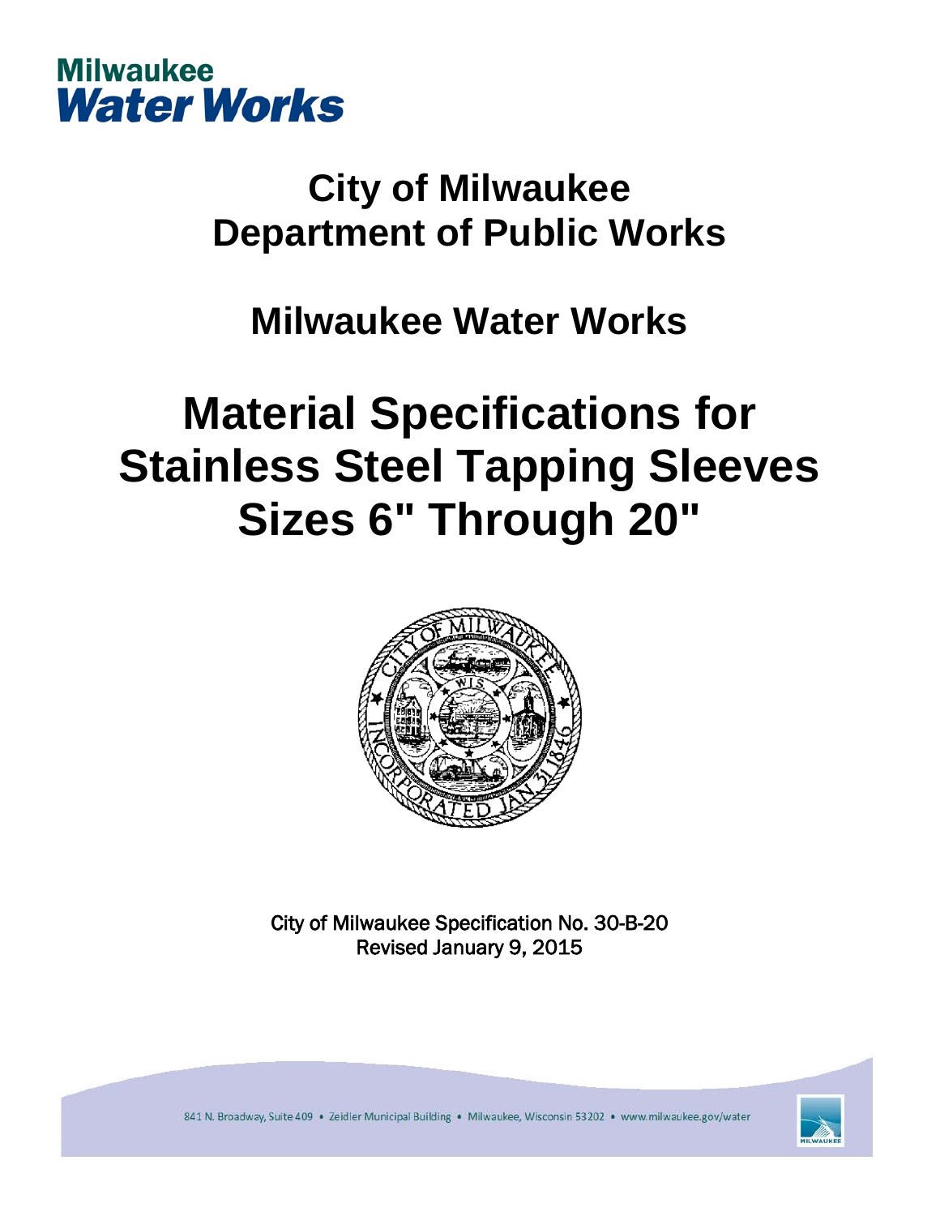Milwaukee
**Water Works**

# City of Milwaukee
# Department of Public Works

## Milwaukee Water Works

# Material Specifications for Stainless Steel Tapping Sleeves Sizes 6" Through 20"

City of Milwaukee Specification No. 30-B-20
Revised January 9, 2015

841 N. Broadway, Suite 409 • Zeidler Municipal Building • Milwaukee, Wisconsin 53202 • www.milwaukee.gov/water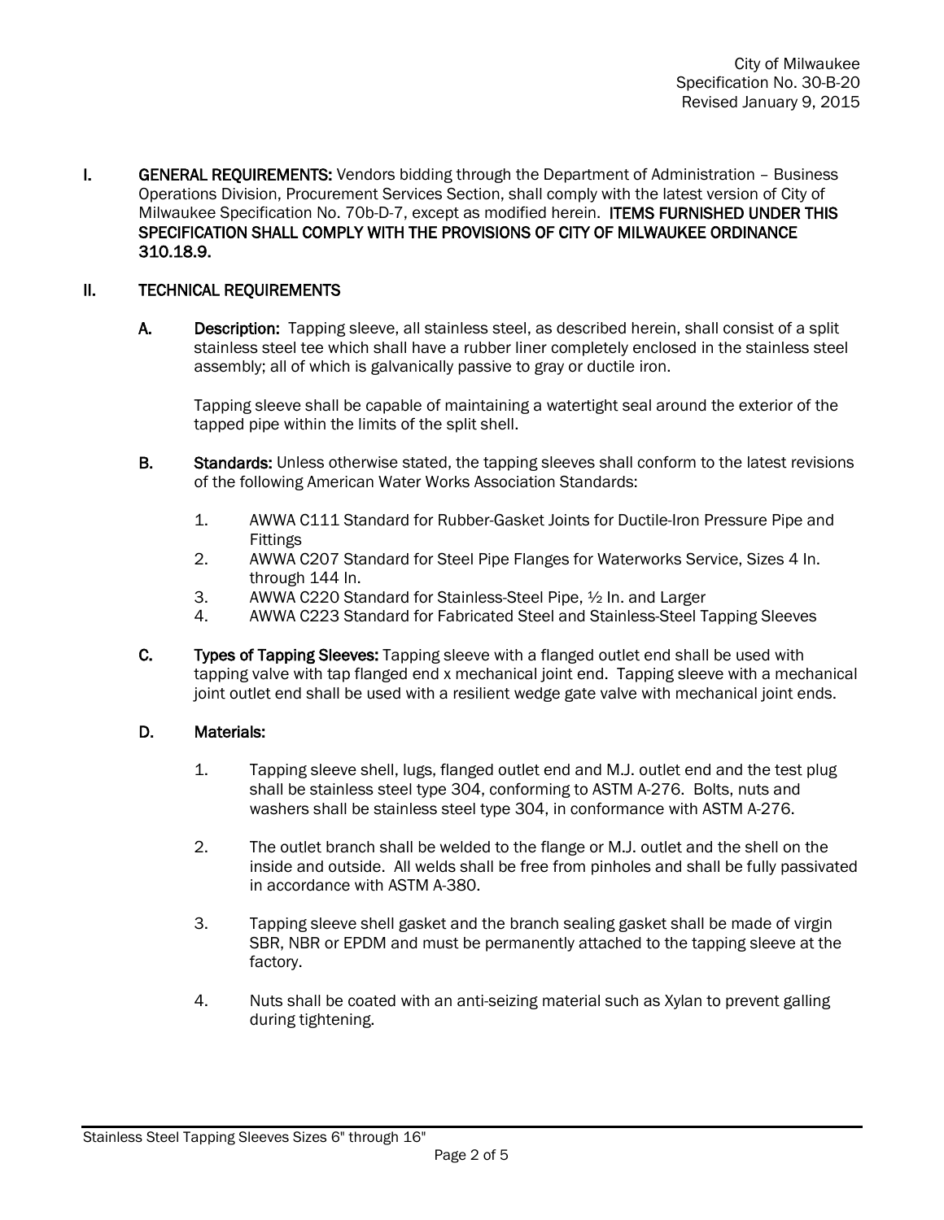I. **GENERAL REQUIREMENTS:** Vendors bidding through the Department of Administration – Business Operations Division, Procurement Services Section, shall comply with the latest version of City of Milwaukee Specification No. 70b-D-7, except as modified herein. **ITEMS FURNISHED UNDER THIS SPECIFICATION SHALL COMPLY WITH THE PROVISIONS OF CITY OF MILWAUKEE ORDINANCE 310.18.9.**

II. **TECHNICAL REQUIREMENTS**

A. **Description:** Tapping sleeve, all stainless steel, as described herein, shall consist of a split stainless steel tee which shall have a rubber liner completely enclosed in the stainless steel assembly; all of which is galvanically passive to gray or ductile iron.

Tapping sleeve shall be capable of maintaining a watertight seal around the exterior of the tapped pipe within the limits of the split shell.

B. **Standards:** Unless otherwise stated, the tapping sleeves shall conform to the latest revisions of the following American Water Works Association Standards:

1. AWWA C111 Standard for Rubber-Gasket Joints for Ductile-Iron Pressure Pipe and Fittings
2. AWWA C207 Standard for Steel Pipe Flanges for Waterworks Service, Sizes 4 In. through 144 In.
3. AWWA C220 Standard for Stainless-Steel Pipe, ½ In. and Larger
4. AWWA C223 Standard for Fabricated Steel and Stainless-Steel Tapping Sleeves

C. **Types of Tapping Sleeves:** Tapping sleeve with a flanged outlet end shall be used with tapping valve with tap flanged end x mechanical joint end. Tapping sleeve with a mechanical joint outlet end shall be used with a resilient wedge gate valve with mechanical joint ends.

D. **Materials:**

1. Tapping sleeve shell, lugs, flanged outlet end and M.J. outlet end and the test plug shall be stainless steel type 304, conforming to ASTM A-276. Bolts, nuts and washers shall be stainless steel type 304, in conformance with ASTM A-276.

2. The outlet branch shall be welded to the flange or M.J. outlet and the shell on the inside and outside. All welds shall be free from pinholes and shall be fully passivated in accordance with ASTM A-380.

3. Tapping sleeve shell gasket and the branch sealing gasket shall be made of virgin SBR, NBR or EPDM and must be permanently attached to the tapping sleeve at the factory.

4. Nuts shall be coated with an anti-seizing material such as Xylan to prevent galling during tightening.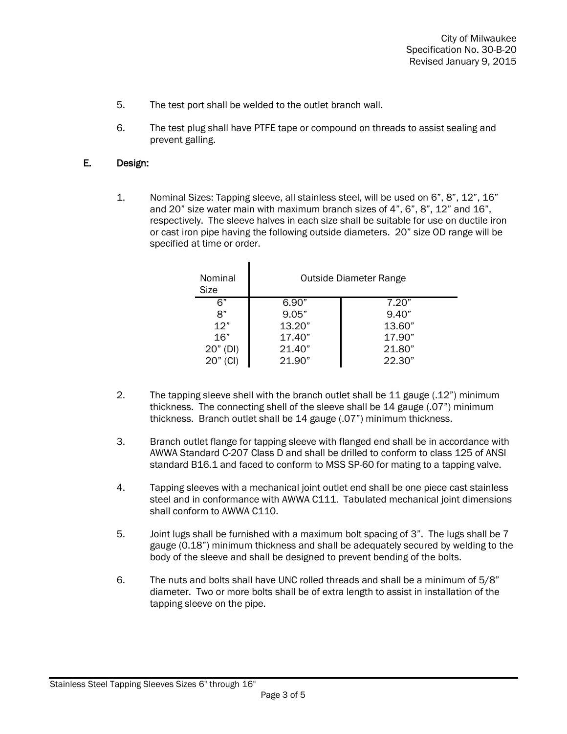5. The test port shall be welded to the outlet branch wall.

6. The test plug shall have PTFE tape or compound on threads to assist sealing and prevent galling.

## E. Design:

1. Nominal Sizes: Tapping sleeve, all stainless steel, will be used on 6", 8", 12", 16" and 20" size water main with maximum branch sizes of 4", 6", 8", 12" and 16", respectively. The sleeve halves in each size shall be suitable for use on ductile iron or cast iron pipe having the following outside diameters. 20" size OD range will be specified at time or order.

| Nominal Size | Outside Diameter Range | |
|---|---|---|
| 6" | 6.90" | 7.20" |
| 8" | 9.05" | 9.40" |
| 12" | 13.20" | 13.60" |
| 16" | 17.40" | 17.90" |
| 20" (DI) | 21.40" | 21.80" |
| 20" (CI) | 21.90" | 22.30" |

2. The tapping sleeve shell with the branch outlet shall be 11 gauge (.12") minimum thickness. The connecting shell of the sleeve shall be 14 gauge (.07") minimum thickness. Branch outlet shall be 14 gauge (.07") minimum thickness.

3. Branch outlet flange for tapping sleeve with flanged end shall be in accordance with AWWA Standard C-207 Class D and shall be drilled to conform to class 125 of ANSI standard B16.1 and faced to conform to MSS SP-60 for mating to a tapping valve.

4. Tapping sleeves with a mechanical joint outlet end shall be one piece cast stainless steel and in conformance with AWWA C111. Tabulated mechanical joint dimensions shall conform to AWWA C110.

5. Joint lugs shall be furnished with a maximum bolt spacing of 3". The lugs shall be 7 gauge (0.18") minimum thickness and shall be adequately secured by welding to the body of the sleeve and shall be designed to prevent bending of the bolts.

6. The nuts and bolts shall have UNC rolled threads and shall be a minimum of 5/8" diameter. Two or more bolts shall be of extra length to assist in installation of the tapping sleeve on the pipe.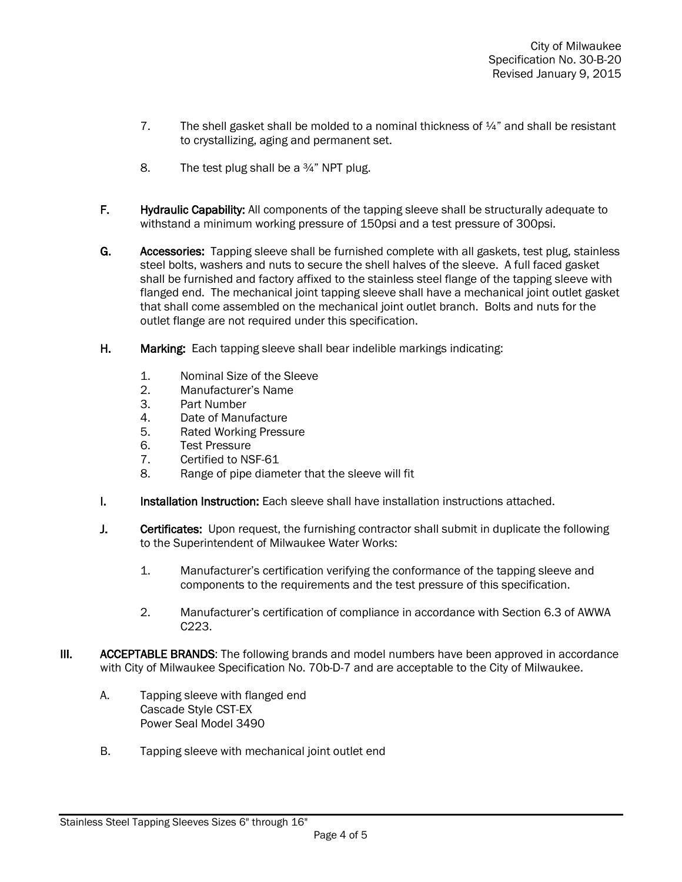7. The shell gasket shall be molded to a nominal thickness of ¼" and shall be resistant to crystallizing, aging and permanent set.

8. The test plug shall be a ¾" NPT plug.

**F. Hydraulic Capability:** All components of the tapping sleeve shall be structurally adequate to withstand a minimum working pressure of 150psi and a test pressure of 300psi.

**G. Accessories:** Tapping sleeve shall be furnished complete with all gaskets, test plug, stainless steel bolts, washers and nuts to secure the shell halves of the sleeve. A full faced gasket shall be furnished and factory affixed to the stainless steel flange of the tapping sleeve with flanged end. The mechanical joint tapping sleeve shall have a mechanical joint outlet gasket that shall come assembled on the mechanical joint outlet branch. Bolts and nuts for the outlet flange are not required under this specification.

**H. Marking:** Each tapping sleeve shall bear indelible markings indicating:

1. Nominal Size of the Sleeve
2. Manufacturer's Name
3. Part Number
4. Date of Manufacture
5. Rated Working Pressure
6. Test Pressure
7. Certified to NSF-61
8. Range of pipe diameter that the sleeve will fit

**I. Installation Instruction:** Each sleeve shall have installation instructions attached.

**J. Certificates:** Upon request, the furnishing contractor shall submit in duplicate the following to the Superintendent of Milwaukee Water Works:

1. Manufacturer's certification verifying the conformance of the tapping sleeve and components to the requirements and the test pressure of this specification.

2. Manufacturer's certification of compliance in accordance with Section 6.3 of AWWA C223.

**III. ACCEPTABLE BRANDS**: The following brands and model numbers have been approved in accordance with City of Milwaukee Specification No. 70b-D-7 and are acceptable to the City of Milwaukee.

A. Tapping sleeve with flanged end
Cascade Style CST-EX
Power Seal Model 3490

B. Tapping sleeve with mechanical joint outlet end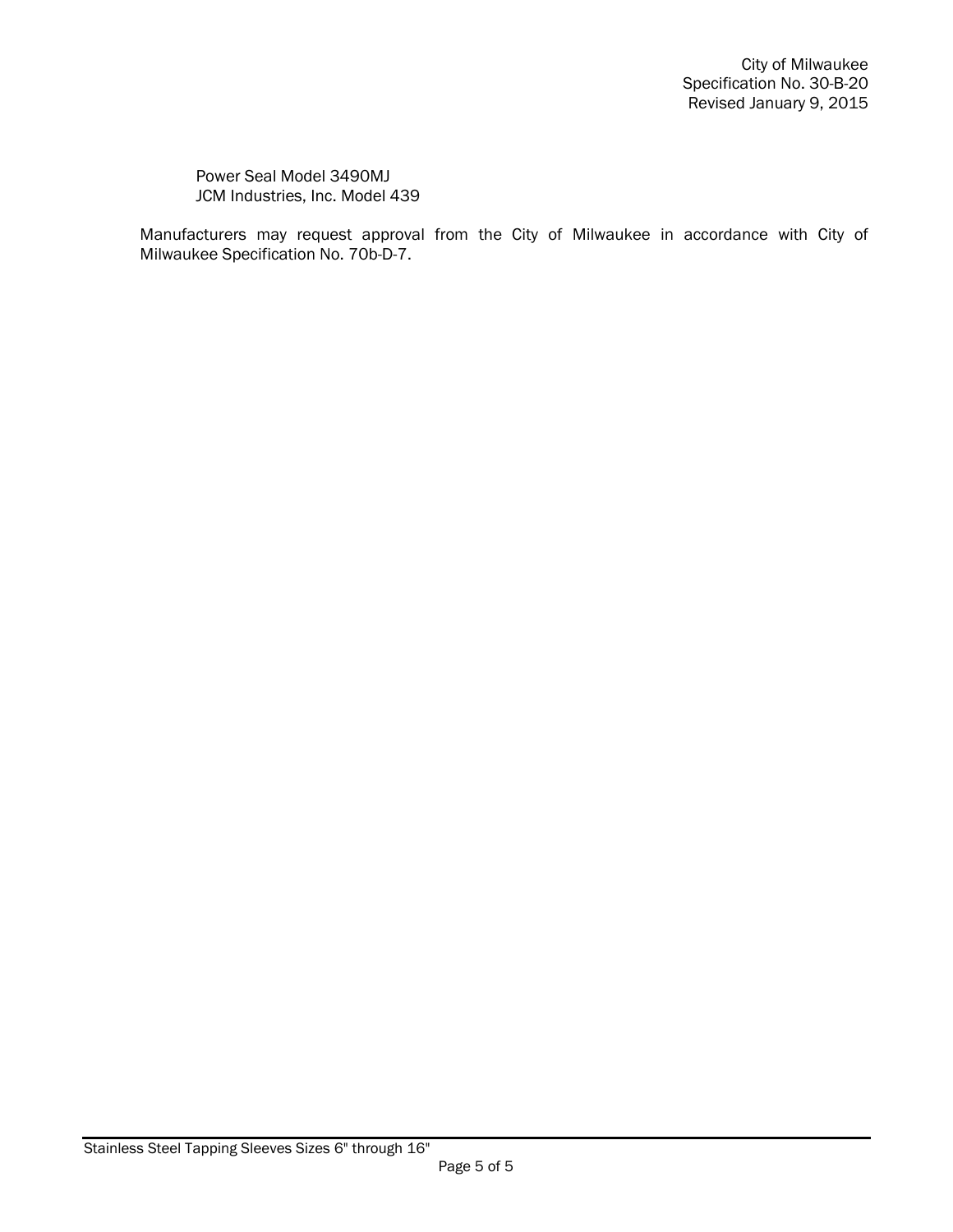Power Seal Model 3490MJ
JCM Industries, Inc. Model 439

Manufacturers may request approval from the City of Milwaukee in accordance with City of Milwaukee Specification No. 70b-D-7.